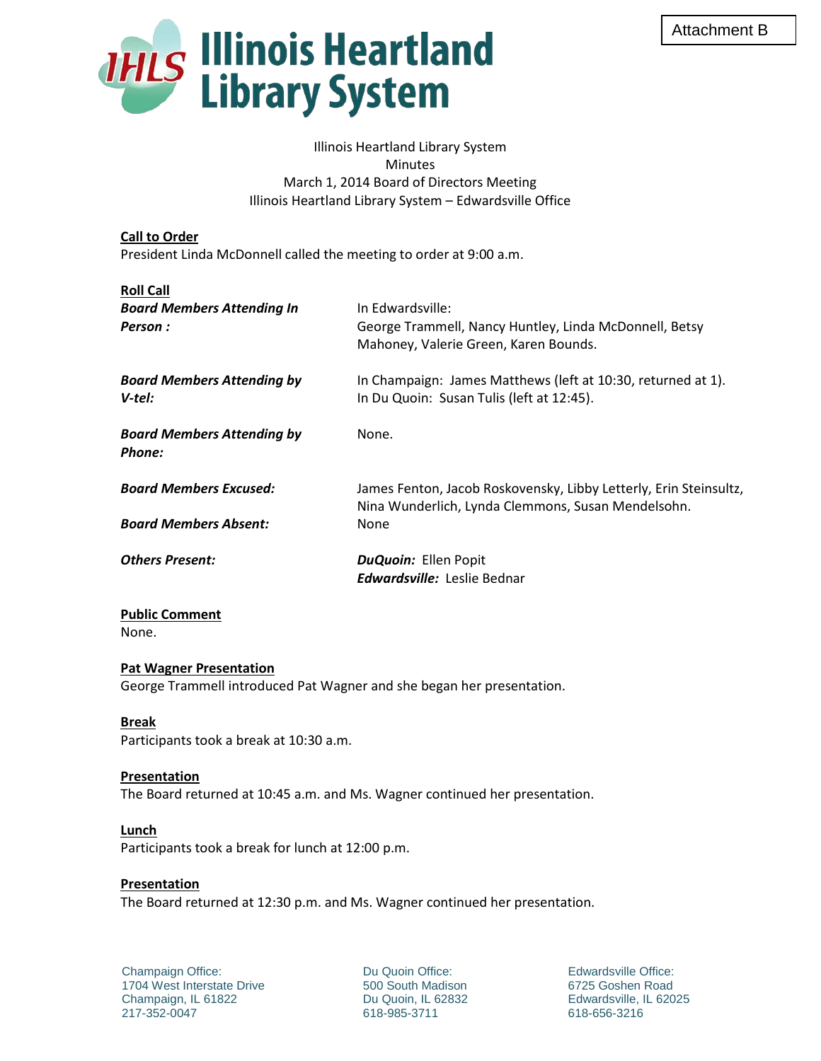Attachment B

**Illinois Heartland Library System**

Illinois Heartland Library System
Minutes
March 1, 2014 Board of Directors Meeting
Illinois Heartland Library System – Edwardsville Office

**Call to Order**

President Linda McDonnell called the meeting to order at 9:00 a.m.

**Roll Call**

| | |
|---|---|
| ***Board Members Attending In Person :*** | In Edwardsville: George Trammell, Nancy Huntley, Linda McDonnell, Betsy Mahoney, Valerie Green, Karen Bounds. |
| ***Board Members Attending by V-tel:*** | In Champaign: James Matthews (left at 10:30, returned at 1). In Du Quoin: Susan Tulis (left at 12:45). |
| ***Board Members Attending by Phone:*** | None. |
| ***Board Members Excused:*** | James Fenton, Jacob Roskovensky, Libby Letterly, Erin Steinsultz, Nina Wunderlich, Lynda Clemmons, Susan Mendelsohn. |
| ***Board Members Absent:*** | None |
| ***Others Present:*** | ***DuQuoin:*** Ellen Popit<br>***Edwardsville:*** Leslie Bednar |

**Public Comment**

None.

**Pat Wagner Presentation**

George Trammell introduced Pat Wagner and she began her presentation.

**Break**

Participants took a break at 10:30 a.m.

**Presentation**

The Board returned at 10:45 a.m. and Ms. Wagner continued her presentation.

**Lunch**

Participants took a break for lunch at 12:00 p.m.

**Presentation**

The Board returned at 12:30 p.m. and Ms. Wagner continued her presentation.

Champaign Office:
1704 West Interstate Drive
Champaign, IL 61822
217-352-0047

Du Quoin Office:
500 South Madison
Du Quoin, IL 62832
618-985-3711

Edwardsville Office:
6725 Goshen Road
Edwardsville, IL 62025
618-656-3216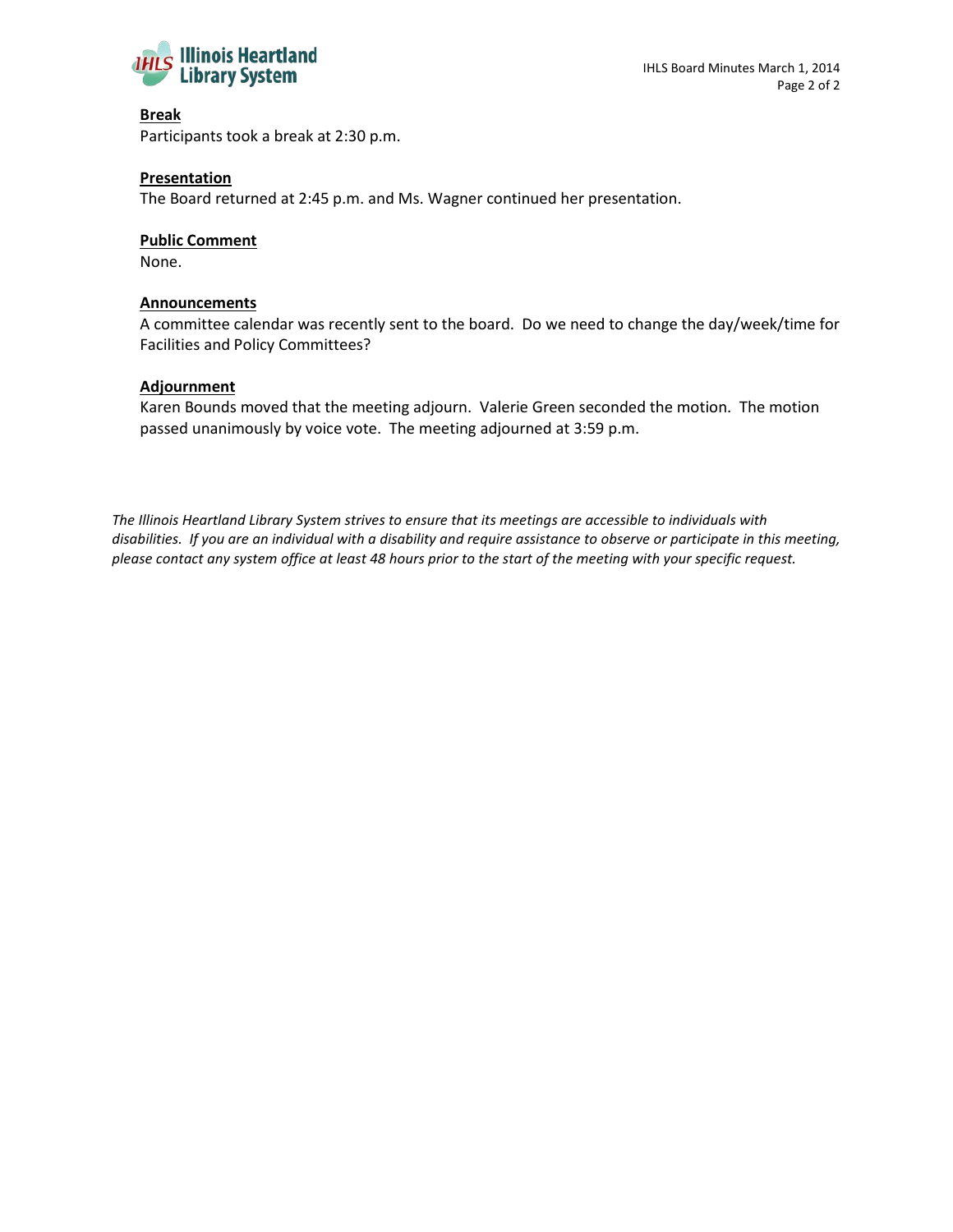**Break**

Participants took a break at 2:30 p.m.

**Presentation**

The Board returned at 2:45 p.m. and Ms. Wagner continued her presentation.

**Public Comment**

None.

**Announcements**

A committee calendar was recently sent to the board. Do we need to change the day/week/time for Facilities and Policy Committees?

**Adjournment**

Karen Bounds moved that the meeting adjourn. Valerie Green seconded the motion. The motion passed unanimously by voice vote. The meeting adjourned at 3:59 p.m.

*The Illinois Heartland Library System strives to ensure that its meetings are accessible to individuals with disabilities. If you are an individual with a disability and require assistance to observe or participate in this meeting, please contact any system office at least 48 hours prior to the start of the meeting with your specific request.*